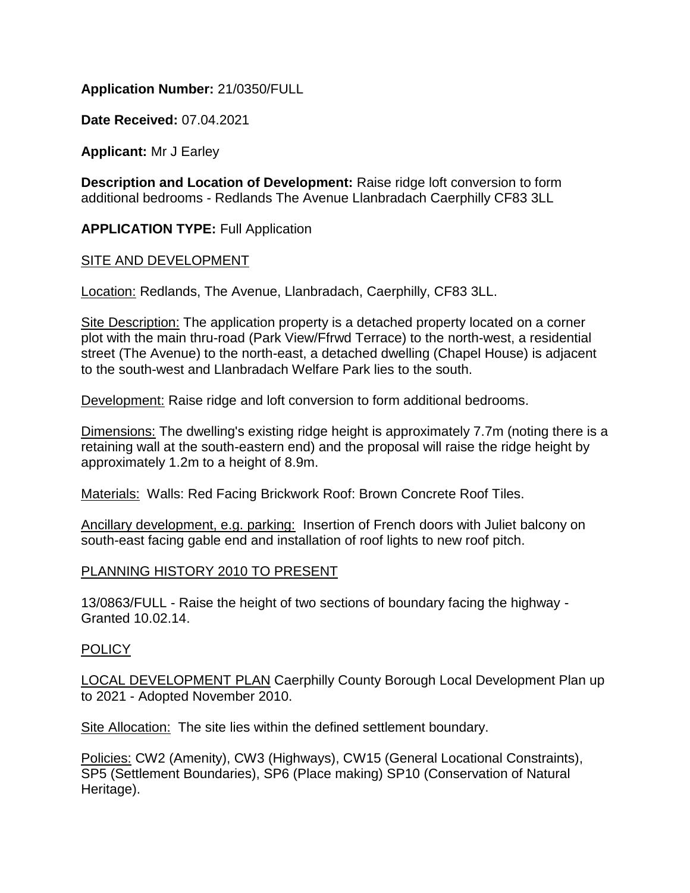**Application Number:** 21/0350/FULL

**Date Received:** 07.04.2021

**Applicant:** Mr J Earley

**Description and Location of Development:** Raise ridge loft conversion to form additional bedrooms - Redlands The Avenue Llanbradach Caerphilly CF83 3LL

**APPLICATION TYPE:** Full Application

SITE AND DEVELOPMENT

Location: Redlands, The Avenue, Llanbradach, Caerphilly, CF83 3LL.

Site Description: The application property is a detached property located on a corner plot with the main thru-road (Park View/Ffrwd Terrace) to the north-west, a residential street (The Avenue) to the north-east, a detached dwelling (Chapel House) is adjacent to the south-west and Llanbradach Welfare Park lies to the south.

Development: Raise ridge and loft conversion to form additional bedrooms.

Dimensions: The dwelling's existing ridge height is approximately 7.7m (noting there is a retaining wall at the south-eastern end) and the proposal will raise the ridge height by approximately 1.2m to a height of 8.9m.

Materials: Walls: Red Facing Brickwork Roof: Brown Concrete Roof Tiles.

Ancillary development, e.g. parking: Insertion of French doors with Juliet balcony on south-east facing gable end and installation of roof lights to new roof pitch.

PLANNING HISTORY 2010 TO PRESENT

13/0863/FULL - Raise the height of two sections of boundary facing the highway - Granted 10.02.14.

POLICY

LOCAL DEVELOPMENT PLAN Caerphilly County Borough Local Development Plan up to 2021 - Adopted November 2010.

Site Allocation: The site lies within the defined settlement boundary.

Policies: CW2 (Amenity), CW3 (Highways), CW15 (General Locational Constraints), SP5 (Settlement Boundaries), SP6 (Place making) SP10 (Conservation of Natural Heritage).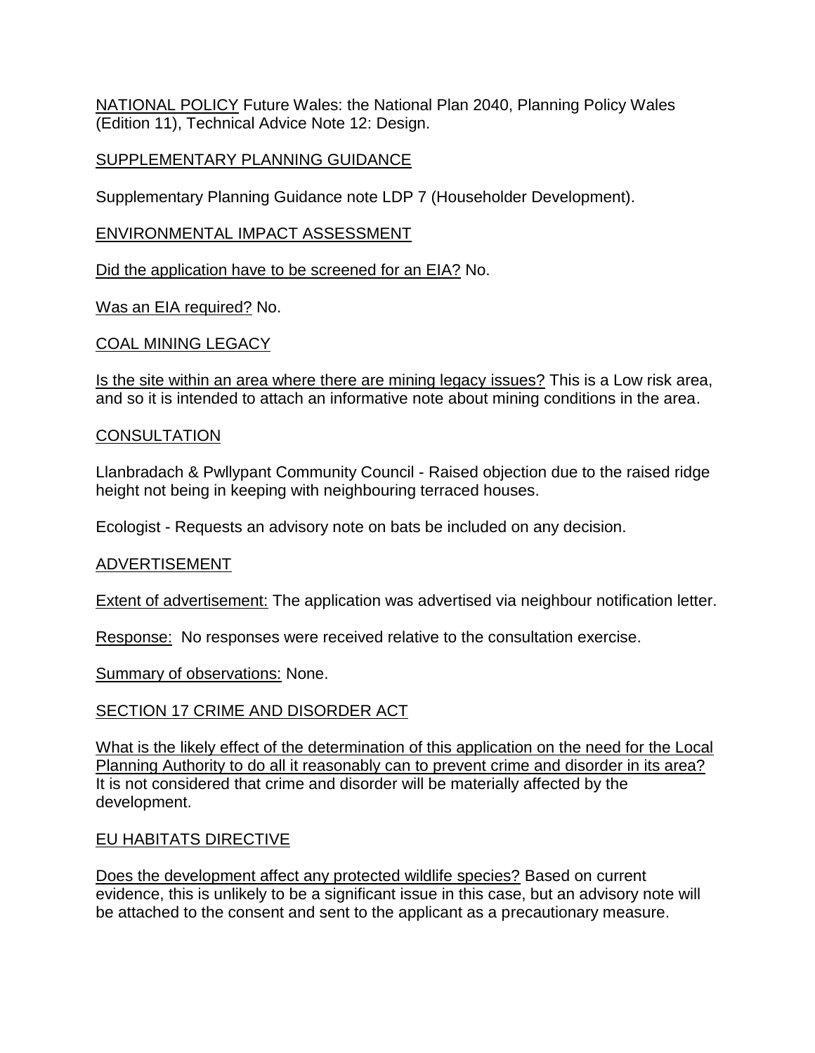NATIONAL POLICY Future Wales: the National Plan 2040, Planning Policy Wales (Edition 11), Technical Advice Note 12: Design.

## SUPPLEMENTARY PLANNING GUIDANCE

Supplementary Planning Guidance note LDP 7 (Householder Development).

## ENVIRONMENTAL IMPACT ASSESSMENT

Did the application have to be screened for an EIA? No.

Was an EIA required? No.

## COAL MINING LEGACY

Is the site within an area where there are mining legacy issues? This is a Low risk area, and so it is intended to attach an informative note about mining conditions in the area.

## CONSULTATION

Llanbradach & Pwllypant Community Council - Raised objection due to the raised ridge height not being in keeping with neighbouring terraced houses.

Ecologist - Requests an advisory note on bats be included on any decision.

## ADVERTISEMENT

Extent of advertisement: The application was advertised via neighbour notification letter.

Response: No responses were received relative to the consultation exercise.

Summary of observations: None.

## SECTION 17 CRIME AND DISORDER ACT

What is the likely effect of the determination of this application on the need for the Local Planning Authority to do all it reasonably can to prevent crime and disorder in its area? It is not considered that crime and disorder will be materially affected by the development.

## EU HABITATS DIRECTIVE

Does the development affect any protected wildlife species? Based on current evidence, this is unlikely to be a significant issue in this case, but an advisory note will be attached to the consent and sent to the applicant as a precautionary measure.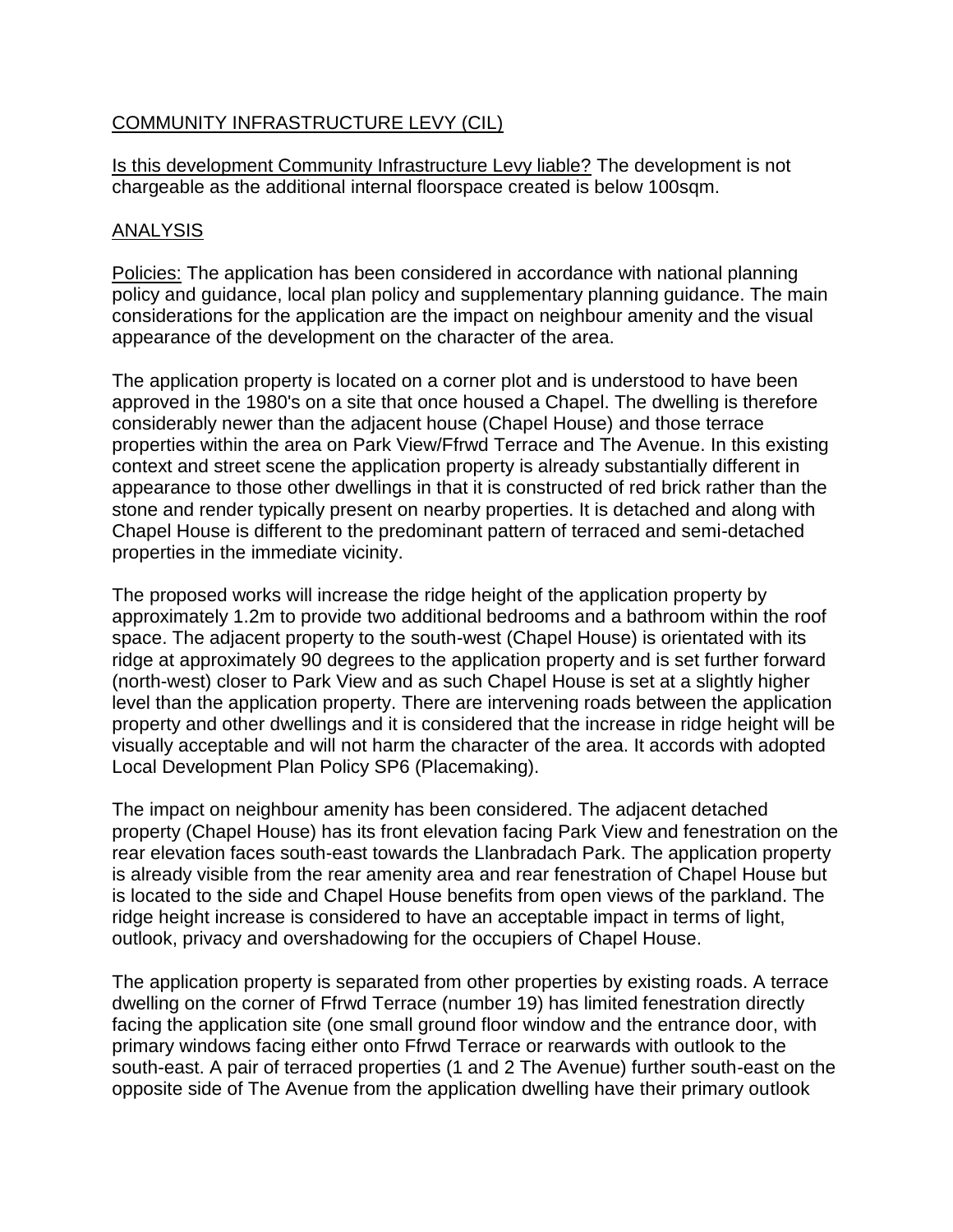COMMUNITY INFRASTRUCTURE LEVY (CIL)

Is this development Community Infrastructure Levy liable? The development is not chargeable as the additional internal floorspace created is below 100sqm.

ANALYSIS

Policies: The application has been considered in accordance with national planning policy and guidance, local plan policy and supplementary planning guidance. The main considerations for the application are the impact on neighbour amenity and the visual appearance of the development on the character of the area.

The application property is located on a corner plot and is understood to have been approved in the 1980's on a site that once housed a Chapel. The dwelling is therefore considerably newer than the adjacent house (Chapel House) and those terrace properties within the area on Park View/Ffrwd Terrace and The Avenue. In this existing context and street scene the application property is already substantially different in appearance to those other dwellings in that it is constructed of red brick rather than the stone and render typically present on nearby properties. It is detached and along with Chapel House is different to the predominant pattern of terraced and semi-detached properties in the immediate vicinity.

The proposed works will increase the ridge height of the application property by approximately 1.2m to provide two additional bedrooms and a bathroom within the roof space. The adjacent property to the south-west (Chapel House) is orientated with its ridge at approximately 90 degrees to the application property and is set further forward (north-west) closer to Park View and as such Chapel House is set at a slightly higher level than the application property. There are intervening roads between the application property and other dwellings and it is considered that the increase in ridge height will be visually acceptable and will not harm the character of the area. It accords with adopted Local Development Plan Policy SP6 (Placemaking).

The impact on neighbour amenity has been considered. The adjacent detached property (Chapel House) has its front elevation facing Park View and fenestration on the rear elevation faces south-east towards the Llanbradach Park. The application property is already visible from the rear amenity area and rear fenestration of Chapel House but is located to the side and Chapel House benefits from open views of the parkland. The ridge height increase is considered to have an acceptable impact in terms of light, outlook, privacy and overshadowing for the occupiers of Chapel House.

The application property is separated from other properties by existing roads. A terrace dwelling on the corner of Ffrwd Terrace (number 19) has limited fenestration directly facing the application site (one small ground floor window and the entrance door, with primary windows facing either onto Ffrwd Terrace or rearwards with outlook to the south-east. A pair of terraced properties (1 and 2 The Avenue) further south-east on the opposite side of The Avenue from the application dwelling have their primary outlook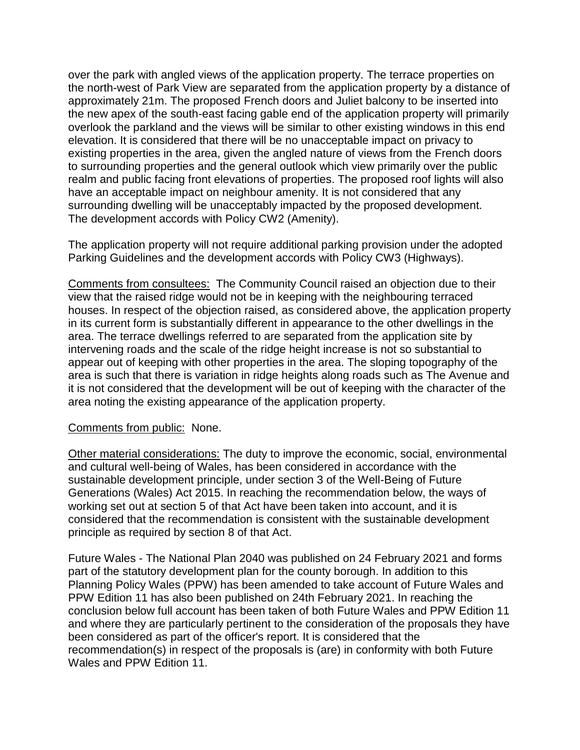over the park with angled views of the application property. The terrace properties on the north-west of Park View are separated from the application property by a distance of approximately 21m. The proposed French doors and Juliet balcony to be inserted into the new apex of the south-east facing gable end of the application property will primarily overlook the parkland and the views will be similar to other existing windows in this end elevation. It is considered that there will be no unacceptable impact on privacy to existing properties in the area, given the angled nature of views from the French doors to surrounding properties and the general outlook which view primarily over the public realm and public facing front elevations of properties. The proposed roof lights will also have an acceptable impact on neighbour amenity. It is not considered that any surrounding dwelling will be unacceptably impacted by the proposed development. The development accords with Policy CW2 (Amenity).

The application property will not require additional parking provision under the adopted Parking Guidelines and the development accords with Policy CW3 (Highways).

Comments from consultees: The Community Council raised an objection due to their view that the raised ridge would not be in keeping with the neighbouring terraced houses. In respect of the objection raised, as considered above, the application property in its current form is substantially different in appearance to the other dwellings in the area. The terrace dwellings referred to are separated from the application site by intervening roads and the scale of the ridge height increase is not so substantial to appear out of keeping with other properties in the area. The sloping topography of the area is such that there is variation in ridge heights along roads such as The Avenue and it is not considered that the development will be out of keeping with the character of the area noting the existing appearance of the application property.

Comments from public: None.

Other material considerations: The duty to improve the economic, social, environmental and cultural well-being of Wales, has been considered in accordance with the sustainable development principle, under section 3 of the Well-Being of Future Generations (Wales) Act 2015. In reaching the recommendation below, the ways of working set out at section 5 of that Act have been taken into account, and it is considered that the recommendation is consistent with the sustainable development principle as required by section 8 of that Act.

Future Wales - The National Plan 2040 was published on 24 February 2021 and forms part of the statutory development plan for the county borough. In addition to this Planning Policy Wales (PPW) has been amended to take account of Future Wales and PPW Edition 11 has also been published on 24th February 2021. In reaching the conclusion below full account has been taken of both Future Wales and PPW Edition 11 and where they are particularly pertinent to the consideration of the proposals they have been considered as part of the officer's report. It is considered that the recommendation(s) in respect of the proposals is (are) in conformity with both Future Wales and PPW Edition 11.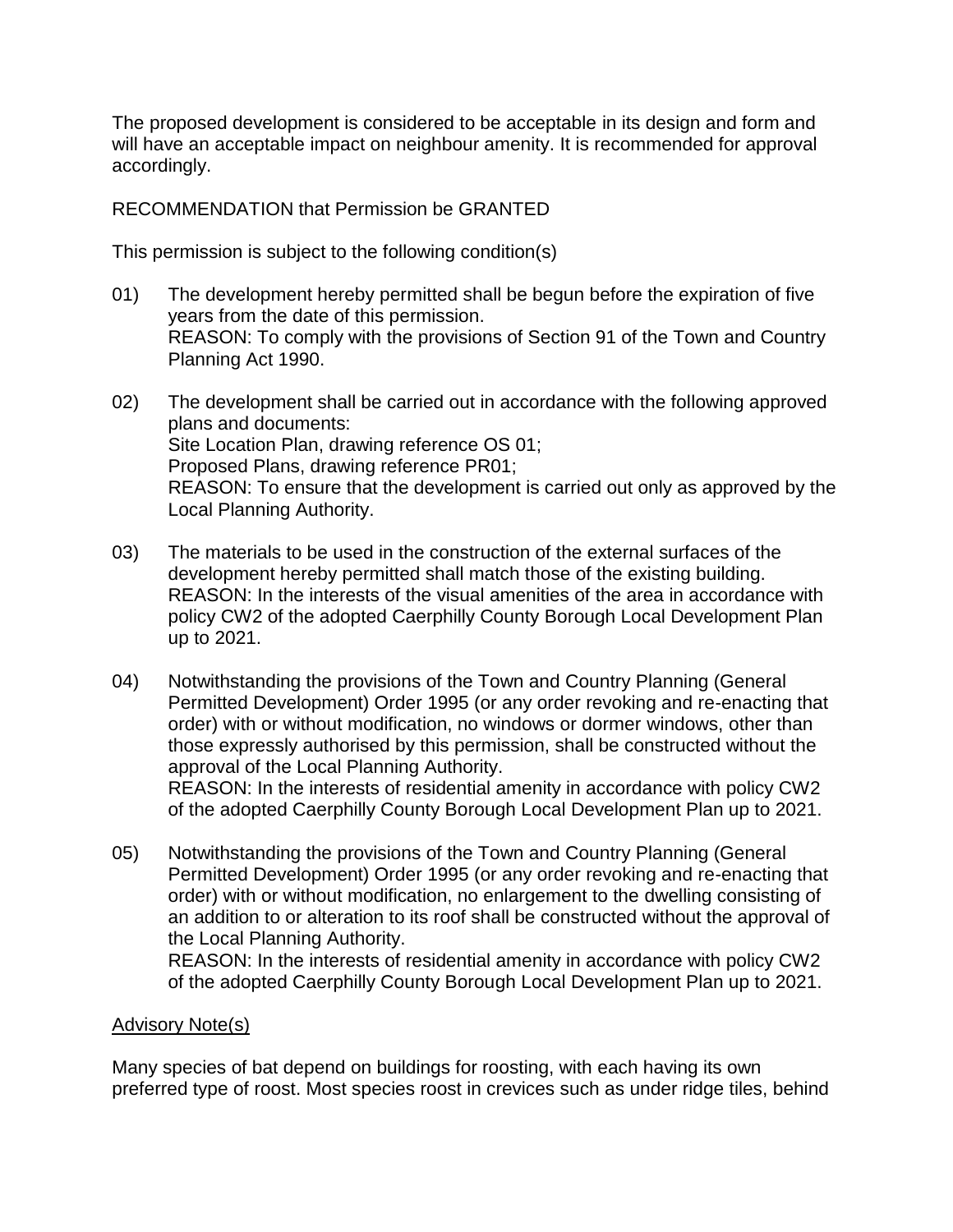The proposed development is considered to be acceptable in its design and form and will have an acceptable impact on neighbour amenity. It is recommended for approval accordingly.

RECOMMENDATION that Permission be GRANTED

This permission is subject to the following condition(s)

01) The development hereby permitted shall be begun before the expiration of five years from the date of this permission.
REASON: To comply with the provisions of Section 91 of the Town and Country Planning Act 1990.

02) The development shall be carried out in accordance with the following approved plans and documents:
Site Location Plan, drawing reference OS 01;
Proposed Plans, drawing reference PR01;
REASON: To ensure that the development is carried out only as approved by the Local Planning Authority.

03) The materials to be used in the construction of the external surfaces of the development hereby permitted shall match those of the existing building.
REASON: In the interests of the visual amenities of the area in accordance with policy CW2 of the adopted Caerphilly County Borough Local Development Plan up to 2021.

04) Notwithstanding the provisions of the Town and Country Planning (General Permitted Development) Order 1995 (or any order revoking and re-enacting that order) with or without modification, no windows or dormer windows, other than those expressly authorised by this permission, shall be constructed without the approval of the Local Planning Authority.
REASON: In the interests of residential amenity in accordance with policy CW2 of the adopted Caerphilly County Borough Local Development Plan up to 2021.

05) Notwithstanding the provisions of the Town and Country Planning (General Permitted Development) Order 1995 (or any order revoking and re-enacting that order) with or without modification, no enlargement to the dwelling consisting of an addition to or alteration to its roof shall be constructed without the approval of the Local Planning Authority.
REASON: In the interests of residential amenity in accordance with policy CW2 of the adopted Caerphilly County Borough Local Development Plan up to 2021.

Advisory Note(s)

Many species of bat depend on buildings for roosting, with each having its own preferred type of roost. Most species roost in crevices such as under ridge tiles, behind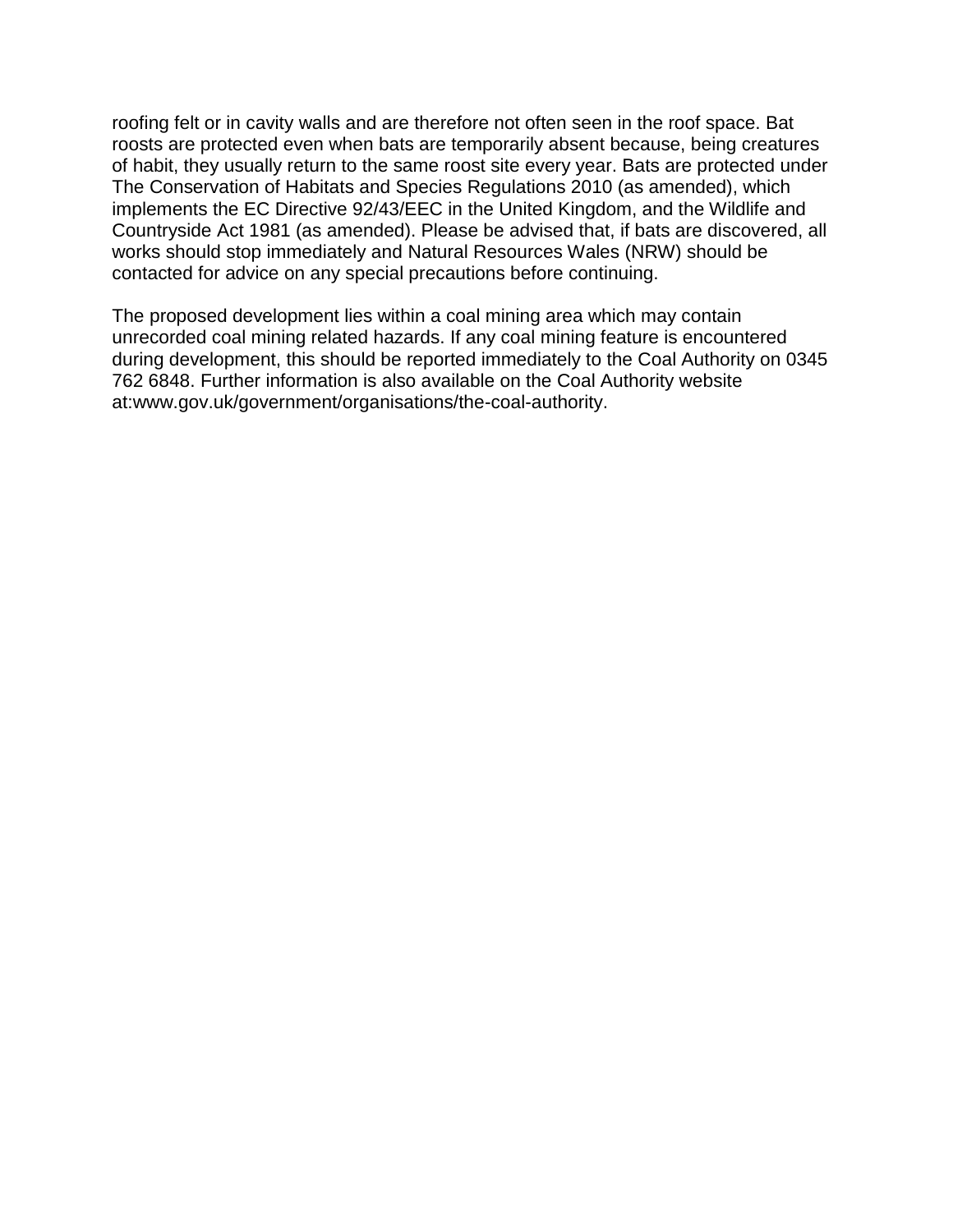roofing felt or in cavity walls and are therefore not often seen in the roof space. Bat roosts are protected even when bats are temporarily absent because, being creatures of habit, they usually return to the same roost site every year. Bats are protected under The Conservation of Habitats and Species Regulations 2010 (as amended), which implements the EC Directive 92/43/EEC in the United Kingdom, and the Wildlife and Countryside Act 1981 (as amended). Please be advised that, if bats are discovered, all works should stop immediately and Natural Resources Wales (NRW) should be contacted for advice on any special precautions before continuing.

The proposed development lies within a coal mining area which may contain unrecorded coal mining related hazards. If any coal mining feature is encountered during development, this should be reported immediately to the Coal Authority on 0345 762 6848. Further information is also available on the Coal Authority website at:www.gov.uk/government/organisations/the-coal-authority.